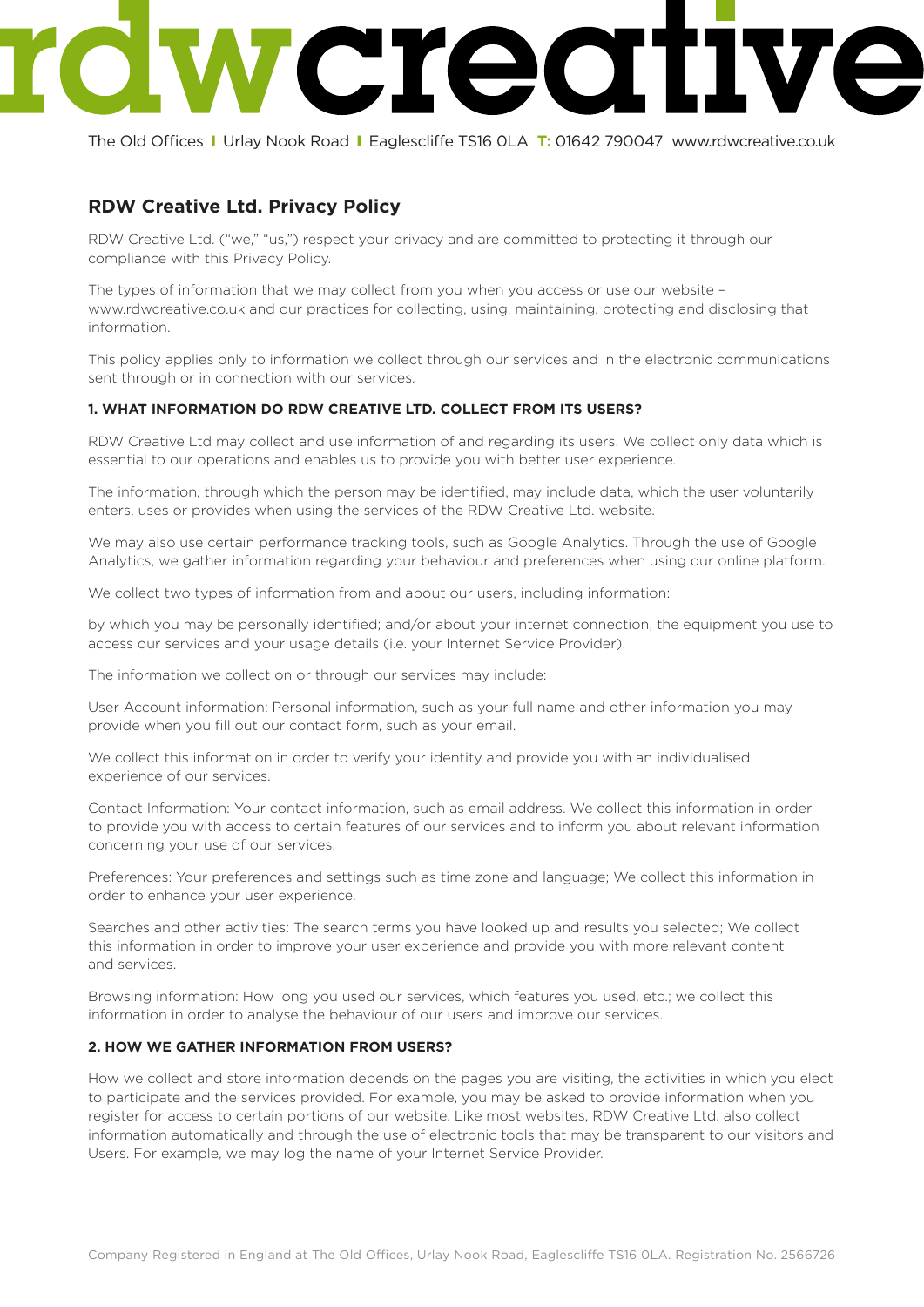# rdwcreative

The Old Offices | Urlay Nook Road | Eaglescliffe TS16 0LA **T:** 01642 790047 www.rdwcreative.co.uk

## RDW Creative Ltd. Privacy Policy

RDW Creative Ltd. (“we,” “us,”) respect your privacy and are committed to protecting it through our compliance with this Privacy Policy.

The types of information that we may collect from you when you access or use our website – www.rdwcreative.co.uk and our practices for collecting, using, maintaining, protecting and disclosing that information.

This policy applies only to information we collect through our services and in the electronic communications sent through or in connection with our services.

**1. WHAT INFORMATION DO RDW CREATIVE LTD. COLLECT FROM ITS USERS?**

RDW Creative Ltd may collect and use information of and regarding its users. We collect only data which is essential to our operations and enables us to provide you with better user experience.

The information, through which the person may be identified, may include data, which the user voluntarily enters, uses or provides when using the services of the RDW Creative Ltd. website.

We may also use certain performance tracking tools, such as Google Analytics. Through the use of Google Analytics, we gather information regarding your behaviour and preferences when using our online platform.

We collect two types of information from and about our users, including information:

by which you may be personally identified; and/or about your internet connection, the equipment you use to access our services and your usage details (i.e. your Internet Service Provider).

The information we collect on or through our services may include:

User Account information: Personal information, such as your full name and other information you may provide when you fill out our contact form, such as your email.

We collect this information in order to verify your identity and provide you with an individualised experience of our services.

Contact Information: Your contact information, such as email address. We collect this information in order to provide you with access to certain features of our services and to inform you about relevant information concerning your use of our services.

Preferences: Your preferences and settings such as time zone and language; We collect this information in order to enhance your user experience.

Searches and other activities: The search terms you have looked up and results you selected; We collect this information in order to improve your user experience and provide you with more relevant content and services.

Browsing information: How long you used our services, which features you used, etc.; we collect this information in order to analyse the behaviour of our users and improve our services.

**2. HOW WE GATHER INFORMATION FROM USERS?**

How we collect and store information depends on the pages you are visiting, the activities in which you elect to participate and the services provided. For example, you may be asked to provide information when you register for access to certain portions of our website. Like most websites, RDW Creative Ltd. also collect information automatically and through the use of electronic tools that may be transparent to our visitors and Users. For example, we may log the name of your Internet Service Provider.

Company Registered in England at The Old Offices, Urlay Nook Road, Eaglescliffe TS16 0LA. Registration No. 2566726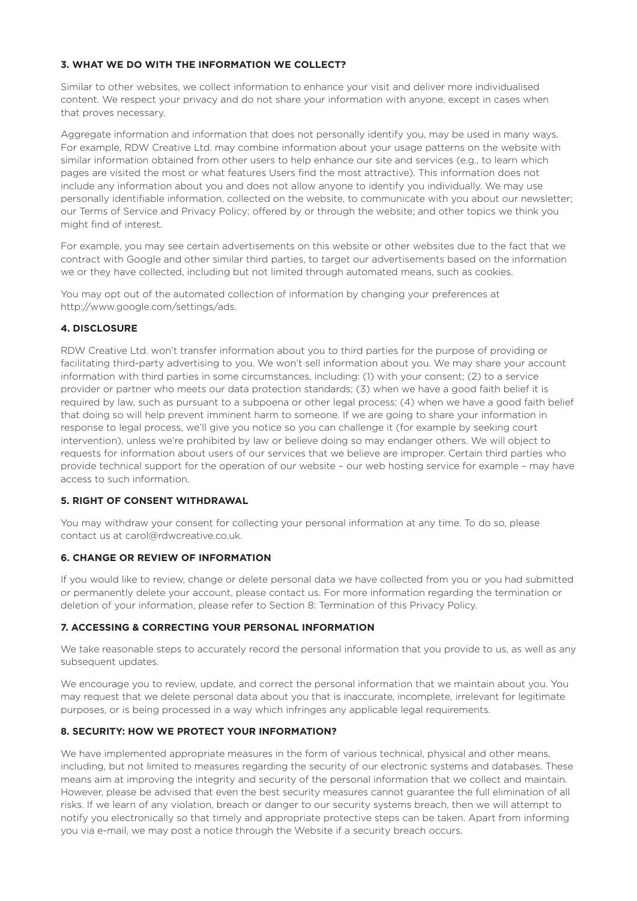### 3. WHAT WE DO WITH THE INFORMATION WE COLLECT?

Similar to other websites, we collect information to enhance your visit and deliver more individualised content. We respect your privacy and do not share your information with anyone, except in cases when that proves necessary.

Aggregate information and information that does not personally identify you, may be used in many ways. For example, RDW Creative Ltd. may combine information about your usage patterns on the website with similar information obtained from other users to help enhance our site and services (e.g., to learn which pages are visited the most or what features Users find the most attractive). This information does not include any information about you and does not allow anyone to identify you individually. We may use personally identifiable information, collected on the website, to communicate with you about our newsletter; our Terms of Service and Privacy Policy; offered by or through the website; and other topics we think you might find of interest.

For example, you may see certain advertisements on this website or other websites due to the fact that we contract with Google and other similar third parties, to target our advertisements based on the information we or they have collected, including but not limited through automated means, such as cookies.

You may opt out of the automated collection of information by changing your preferences at http://www.google.com/settings/ads.

### 4. DISCLOSURE

RDW Creative Ltd. won't transfer information about you to third parties for the purpose of providing or facilitating third-party advertising to you. We won't sell information about you. We may share your account information with third parties in some circumstances, including: (1) with your consent; (2) to a service provider or partner who meets our data protection standards; (3) when we have a good faith belief it is required by law, such as pursuant to a subpoena or other legal process; (4) when we have a good faith belief that doing so will help prevent imminent harm to someone. If we are going to share your information in response to legal process, we'll give you notice so you can challenge it (for example by seeking court intervention), unless we're prohibited by law or believe doing so may endanger others. We will object to requests for information about users of our services that we believe are improper. Certain third parties who provide technical support for the operation of our website – our web hosting service for example – may have access to such information.

### 5. RIGHT OF CONSENT WITHDRAWAL

You may withdraw your consent for collecting your personal information at any time. To do so, please contact us at carol@rdwcreative.co.uk.

### 6. CHANGE OR REVIEW OF INFORMATION

If you would like to review, change or delete personal data we have collected from you or you had submitted or permanently delete your account, please contact us. For more information regarding the termination or deletion of your information, please refer to Section 8: Termination of this Privacy Policy.

### 7. ACCESSING & CORRECTING YOUR PERSONAL INFORMATION

We take reasonable steps to accurately record the personal information that you provide to us, as well as any subsequent updates.

We encourage you to review, update, and correct the personal information that we maintain about you. You may request that we delete personal data about you that is inaccurate, incomplete, irrelevant for legitimate purposes, or is being processed in a way which infringes any applicable legal requirements.

### 8. SECURITY: HOW WE PROTECT YOUR INFORMATION?

We have implemented appropriate measures in the form of various technical, physical and other means, including, but not limited to measures regarding the security of our electronic systems and databases. These means aim at improving the integrity and security of the personal information that we collect and maintain. However, please be advised that even the best security measures cannot guarantee the full elimination of all risks. If we learn of any violation, breach or danger to our security systems breach, then we will attempt to notify you electronically so that timely and appropriate protective steps can be taken. Apart from informing you via e-mail, we may post a notice through the Website if a security breach occurs.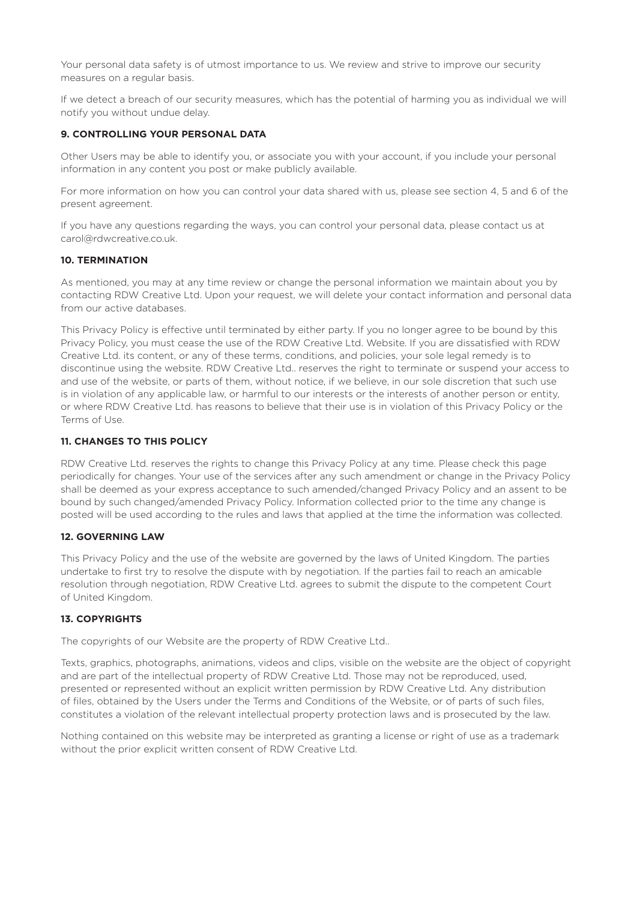Your personal data safety is of utmost importance to us. We review and strive to improve our security measures on a regular basis.

If we detect a breach of our security measures, which has the potential of harming you as individual we will notify you without undue delay.

**9. CONTROLLING YOUR PERSONAL DATA**

Other Users may be able to identify you, or associate you with your account, if you include your personal information in any content you post or make publicly available.

For more information on how you can control your data shared with us, please see section 4, 5 and 6 of the present agreement.

If you have any questions regarding the ways, you can control your personal data, please contact us at carol@rdwcreative.co.uk.

**10. TERMINATION**

As mentioned, you may at any time review or change the personal information we maintain about you by contacting RDW Creative Ltd. Upon your request, we will delete your contact information and personal data from our active databases.

This Privacy Policy is effective until terminated by either party. If you no longer agree to be bound by this Privacy Policy, you must cease the use of the RDW Creative Ltd. Website. If you are dissatisfied with RDW Creative Ltd. its content, or any of these terms, conditions, and policies, your sole legal remedy is to discontinue using the website. RDW Creative Ltd.. reserves the right to terminate or suspend your access to and use of the website, or parts of them, without notice, if we believe, in our sole discretion that such use is in violation of any applicable law, or harmful to our interests or the interests of another person or entity, or where RDW Creative Ltd. has reasons to believe that their use is in violation of this Privacy Policy or the Terms of Use.

**11. CHANGES TO THIS POLICY**

RDW Creative Ltd. reserves the rights to change this Privacy Policy at any time. Please check this page periodically for changes. Your use of the services after any such amendment or change in the Privacy Policy shall be deemed as your express acceptance to such amended/changed Privacy Policy and an assent to be bound by such changed/amended Privacy Policy. Information collected prior to the time any change is posted will be used according to the rules and laws that applied at the time the information was collected.

**12. GOVERNING LAW**

This Privacy Policy and the use of the website are governed by the laws of United Kingdom. The parties undertake to first try to resolve the dispute with by negotiation. If the parties fail to reach an amicable resolution through negotiation, RDW Creative Ltd. agrees to submit the dispute to the competent Court of United Kingdom.

**13. COPYRIGHTS**

The copyrights of our Website are the property of RDW Creative Ltd..

Texts, graphics, photographs, animations, videos and clips, visible on the website are the object of copyright and are part of the intellectual property of RDW Creative Ltd. Those may not be reproduced, used, presented or represented without an explicit written permission by RDW Creative Ltd. Any distribution of files, obtained by the Users under the Terms and Conditions of the Website, or of parts of such files, constitutes a violation of the relevant intellectual property protection laws and is prosecuted by the law.

Nothing contained on this website may be interpreted as granting a license or right of use as a trademark without the prior explicit written consent of RDW Creative Ltd.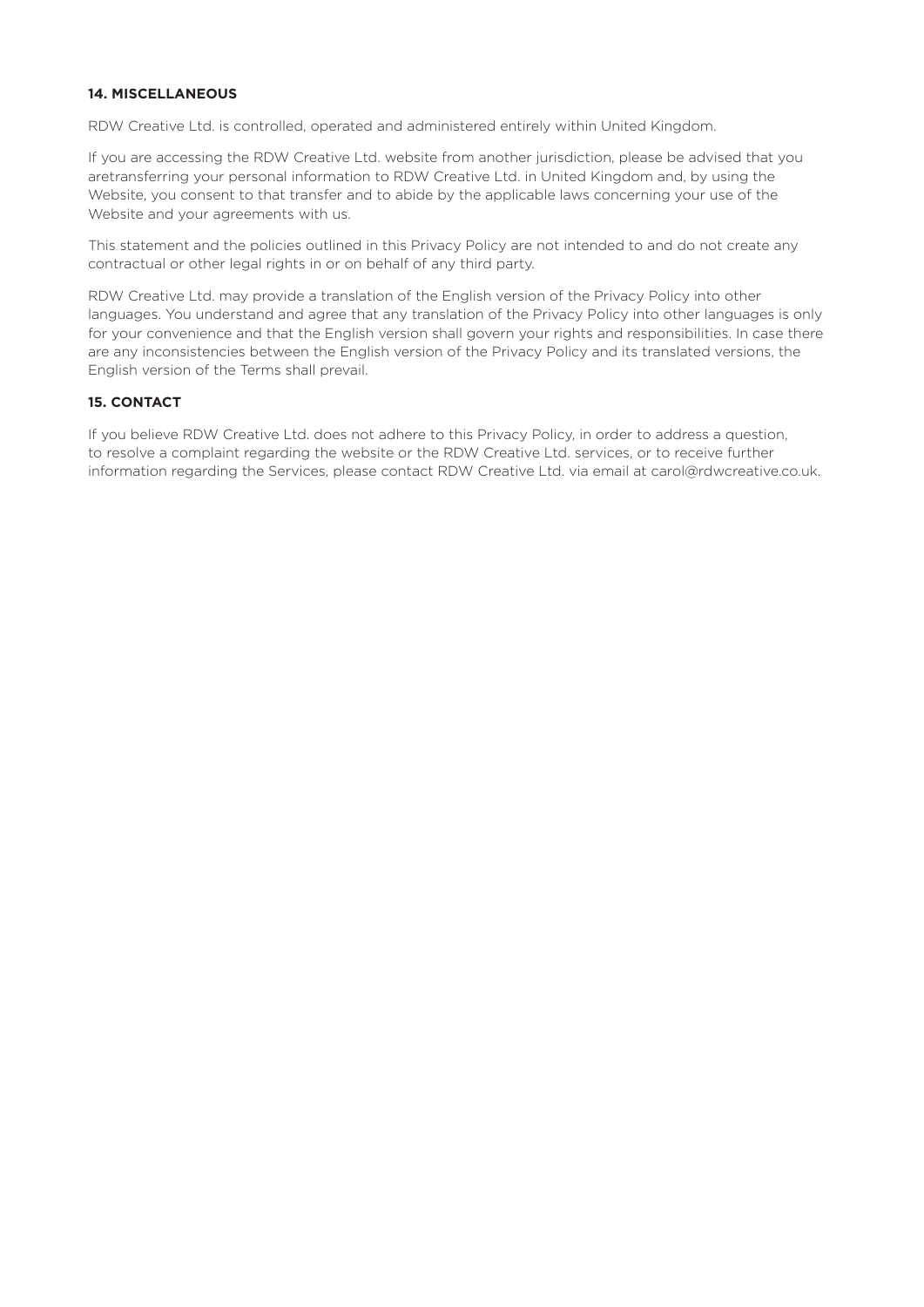**14. MISCELLANEOUS**

RDW Creative Ltd. is controlled, operated and administered entirely within United Kingdom.

If you are accessing the RDW Creative Ltd. website from another jurisdiction, please be advised that you aretransferring your personal information to RDW Creative Ltd. in United Kingdom and, by using the Website, you consent to that transfer and to abide by the applicable laws concerning your use of the Website and your agreements with us.

This statement and the policies outlined in this Privacy Policy are not intended to and do not create any contractual or other legal rights in or on behalf of any third party.

RDW Creative Ltd. may provide a translation of the English version of the Privacy Policy into other languages. You understand and agree that any translation of the Privacy Policy into other languages is only for your convenience and that the English version shall govern your rights and responsibilities. In case there are any inconsistencies between the English version of the Privacy Policy and its translated versions, the English version of the Terms shall prevail.

**15. CONTACT**

If you believe RDW Creative Ltd. does not adhere to this Privacy Policy, in order to address a question, to resolve a complaint regarding the website or the RDW Creative Ltd. services, or to receive further information regarding the Services, please contact RDW Creative Ltd. via email at carol@rdwcreative.co.uk.